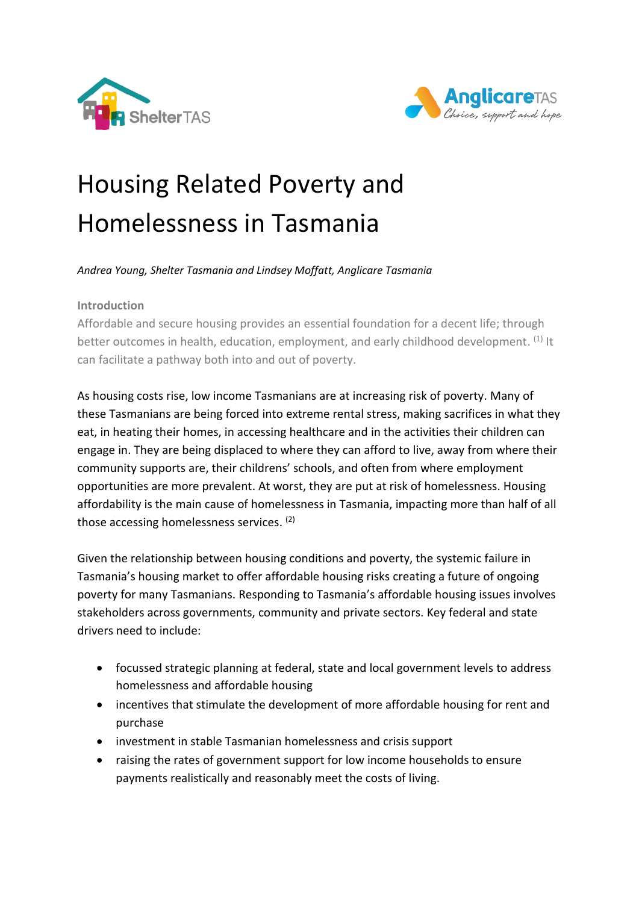# Housing Related Poverty and Homelessness in Tasmania

*Andrea Young, Shelter Tasmania and Lindsey Moffatt, Anglicare Tasmania*

## Introduction

Affordable and secure housing provides an essential foundation for a decent life; through better outcomes in health, education, employment, and early childhood development. [(1)] It can facilitate a pathway both into and out of poverty.

As housing costs rise, low income Tasmanians are at increasing risk of poverty. Many of these Tasmanians are being forced into extreme rental stress, making sacrifices in what they eat, in heating their homes, in accessing healthcare and in the activities their children can engage in. They are being displaced to where they can afford to live, away from where their community supports are, their childrens' schools, and often from where employment opportunities are more prevalent. At worst, they are put at risk of homelessness. Housing affordability is the main cause of homelessness in Tasmania, impacting more than half of all those accessing homelessness services. [(2)]

Given the relationship between housing conditions and poverty, the systemic failure in Tasmania's housing market to offer affordable housing risks creating a future of ongoing poverty for many Tasmanians. Responding to Tasmania's affordable housing issues involves stakeholders across governments, community and private sectors. Key federal and state drivers need to include:

- focussed strategic planning at federal, state and local government levels to address homelessness and affordable housing
- incentives that stimulate the development of more affordable housing for rent and purchase
- investment in stable Tasmanian homelessness and crisis support
- raising the rates of government support for low income households to ensure payments realistically and reasonably meet the costs of living.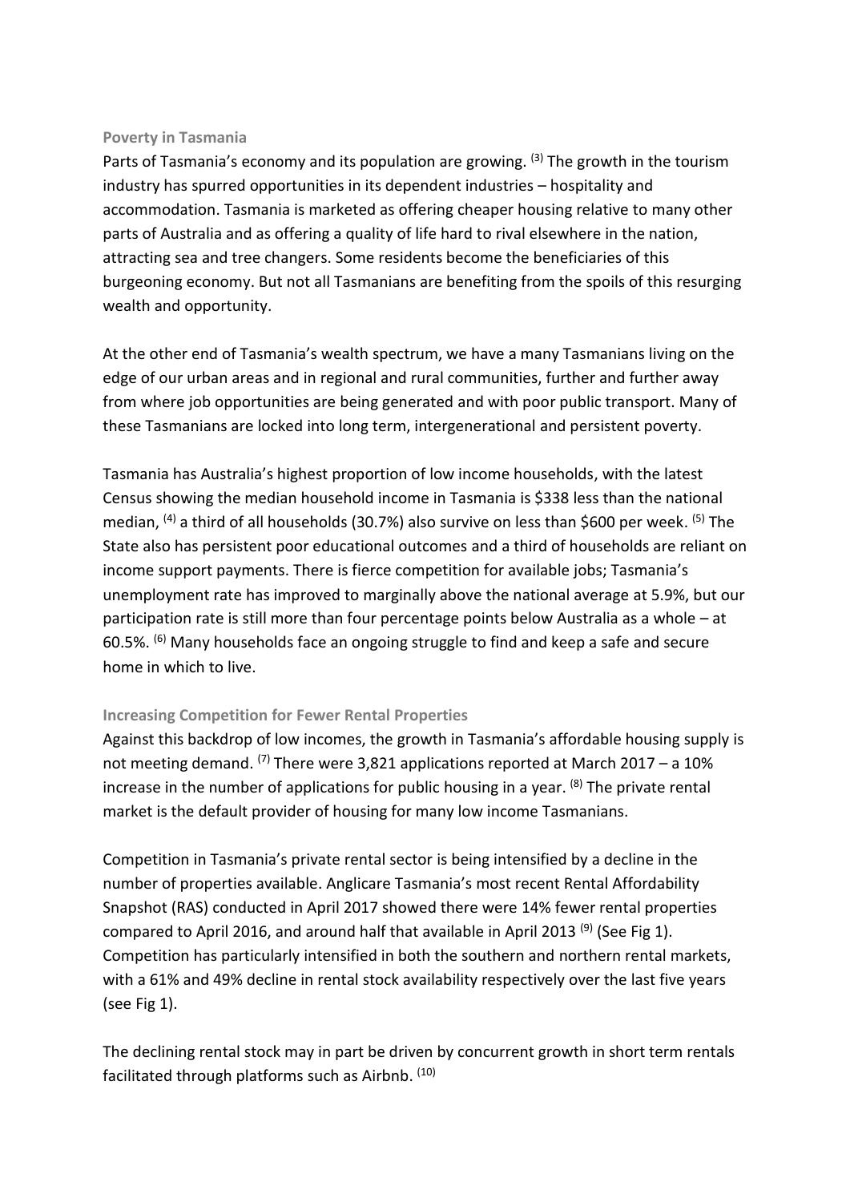**Poverty in Tasmania**

Parts of Tasmania's economy and its population are growing. [3] The growth in the tourism industry has spurred opportunities in its dependent industries – hospitality and accommodation. Tasmania is marketed as offering cheaper housing relative to many other parts of Australia and as offering a quality of life hard to rival elsewhere in the nation, attracting sea and tree changers. Some residents become the beneficiaries of this burgeoning economy. But not all Tasmanians are benefiting from the spoils of this resurging wealth and opportunity.

At the other end of Tasmania's wealth spectrum, we have a many Tasmanians living on the edge of our urban areas and in regional and rural communities, further and further away from where job opportunities are being generated and with poor public transport. Many of these Tasmanians are locked into long term, intergenerational and persistent poverty.

Tasmania has Australia's highest proportion of low income households, with the latest Census showing the median household income in Tasmania is $338 less than the national median, [4] a third of all households (30.7%) also survive on less than $600 per week. [5] The State also has persistent poor educational outcomes and a third of households are reliant on income support payments. There is fierce competition for available jobs; Tasmania's unemployment rate has improved to marginally above the national average at 5.9%, but our participation rate is still more than four percentage points below Australia as a whole – at 60.5%. [6] Many households face an ongoing struggle to find and keep a safe and secure home in which to live.

**Increasing Competition for Fewer Rental Properties**

Against this backdrop of low incomes, the growth in Tasmania's affordable housing supply is not meeting demand. [7] There were 3,821 applications reported at March 2017 – a 10% increase in the number of applications for public housing in a year. [8] The private rental market is the default provider of housing for many low income Tasmanians.

Competition in Tasmania's private rental sector is being intensified by a decline in the number of properties available. Anglicare Tasmania's most recent Rental Affordability Snapshot (RAS) conducted in April 2017 showed there were 14% fewer rental properties compared to April 2016, and around half that available in April 2013 [9] (See Fig 1). Competition has particularly intensified in both the southern and northern rental markets, with a 61% and 49% decline in rental stock availability respectively over the last five years (see Fig 1).

The declining rental stock may in part be driven by concurrent growth in short term rentals facilitated through platforms such as Airbnb. [10]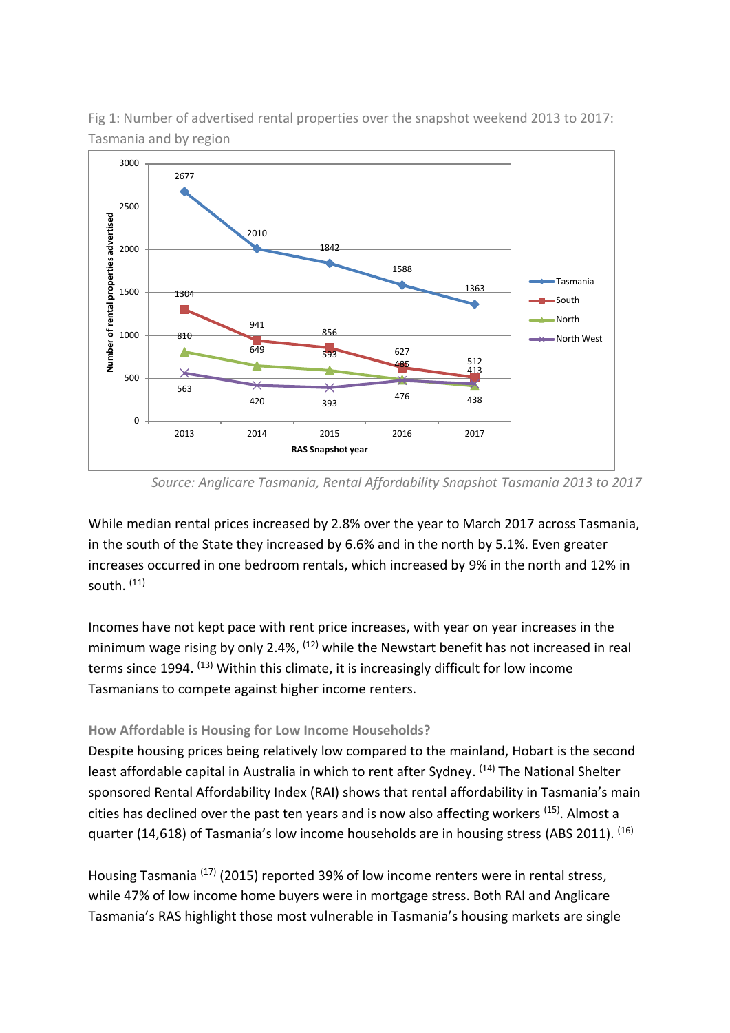Fig 1: Number of advertised rental properties over the snapshot weekend 2013 to 2017: Tasmania and by region

*Source: Anglicare Tasmania, Rental Affordability Snapshot Tasmania 2013 to 2017*

While median rental prices increased by 2.8% over the year to March 2017 across Tasmania, in the south of the State they increased by 6.6% and in the north by 5.1%. Even greater increases occurred in one bedroom rentals, which increased by 9% in the north and 12% in south. [11]

Incomes have not kept pace with rent price increases, with year on year increases in the minimum wage rising by only 2.4%, [12] while the Newstart benefit has not increased in real terms since 1994. [13] Within this climate, it is increasingly difficult for low income Tasmanians to compete against higher income renters.

### How Affordable is Housing for Low Income Households?

Despite housing prices being relatively low compared to the mainland, Hobart is the second least affordable capital in Australia in which to rent after Sydney. [14] The National Shelter sponsored Rental Affordability Index (RAI) shows that rental affordability in Tasmania's main cities has declined over the past ten years and is now also affecting workers [15]. Almost a quarter (14,618) of Tasmania's low income households are in housing stress (ABS 2011). [16]

Housing Tasmania [17] (2015) reported 39% of low income renters were in rental stress, while 47% of low income home buyers were in mortgage stress. Both RAI and Anglicare Tasmania's RAS highlight those most vulnerable in Tasmania's housing markets are single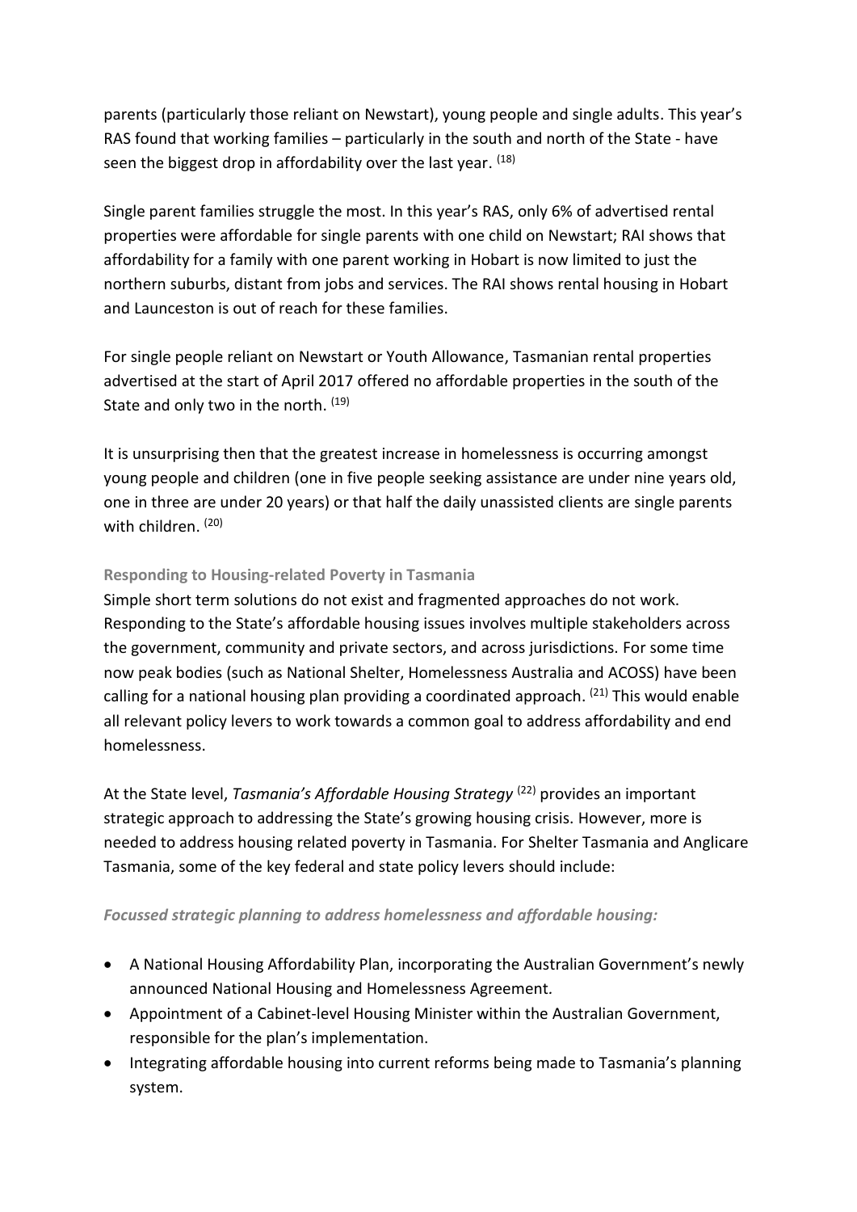parents (particularly those reliant on Newstart), young people and single adults. This year's RAS found that working families – particularly in the south and north of the State - have seen the biggest drop in affordability over the last year. [18]

Single parent families struggle the most. In this year's RAS, only 6% of advertised rental properties were affordable for single parents with one child on Newstart; RAI shows that affordability for a family with one parent working in Hobart is now limited to just the northern suburbs, distant from jobs and services. The RAI shows rental housing in Hobart and Launceston is out of reach for these families.

For single people reliant on Newstart or Youth Allowance, Tasmanian rental properties advertised at the start of April 2017 offered no affordable properties in the south of the State and only two in the north. [19]

It is unsurprising then that the greatest increase in homelessness is occurring amongst young people and children (one in five people seeking assistance are under nine years old, one in three are under 20 years) or that half the daily unassisted clients are single parents with children. [20]

### Responding to Housing-related Poverty in Tasmania

Simple short term solutions do not exist and fragmented approaches do not work. Responding to the State's affordable housing issues involves multiple stakeholders across the government, community and private sectors, and across jurisdictions. For some time now peak bodies (such as National Shelter, Homelessness Australia and ACOSS) have been calling for a national housing plan providing a coordinated approach. [21] This would enable all relevant policy levers to work towards a common goal to address affordability and end homelessness.

At the State level, *Tasmania's Affordable Housing Strategy* [22] provides an important strategic approach to addressing the State's growing housing crisis. However, more is needed to address housing related poverty in Tasmania. For Shelter Tasmania and Anglicare Tasmania, some of the key federal and state policy levers should include:

***Focussed strategic planning to address homelessness and affordable housing:***

- A National Housing Affordability Plan, incorporating the Australian Government's newly announced National Housing and Homelessness Agreement.
- Appointment of a Cabinet-level Housing Minister within the Australian Government, responsible for the plan's implementation.
- Integrating affordable housing into current reforms being made to Tasmania's planning system.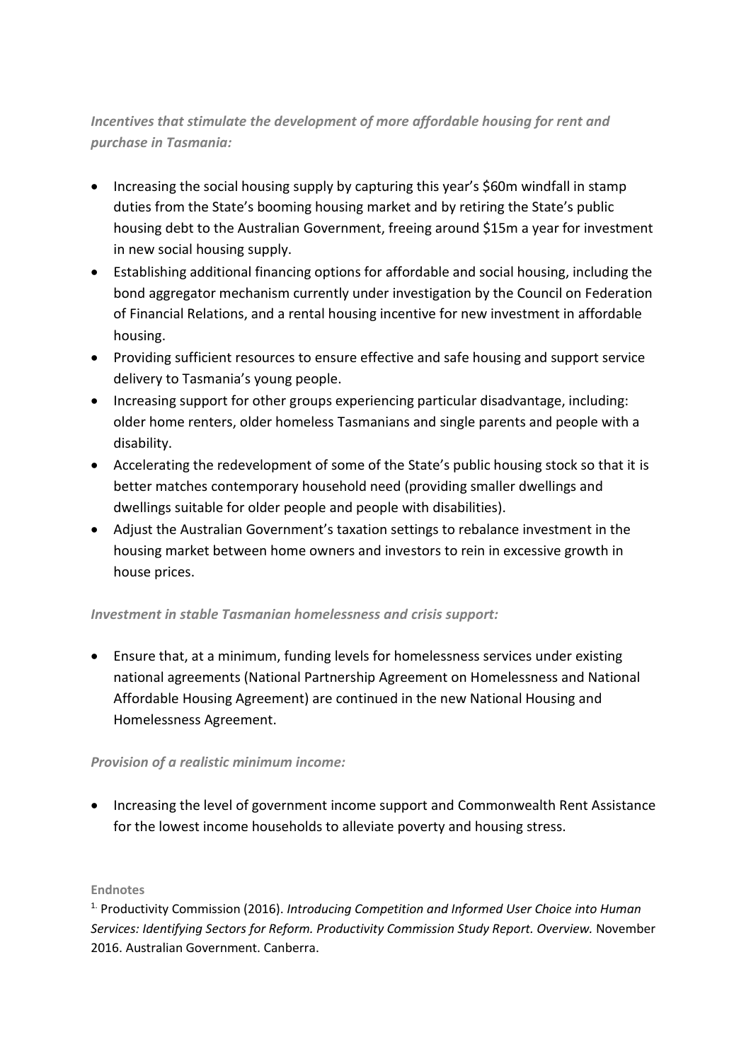*Incentives that stimulate the development of more affordable housing for rent and purchase in Tasmania:*

- Increasing the social housing supply by capturing this year's $60m windfall in stamp duties from the State's booming housing market and by retiring the State's public housing debt to the Australian Government, freeing around $15m a year for investment in new social housing supply.
- Establishing additional financing options for affordable and social housing, including the bond aggregator mechanism currently under investigation by the Council on Federation of Financial Relations, and a rental housing incentive for new investment in affordable housing.
- Providing sufficient resources to ensure effective and safe housing and support service delivery to Tasmania's young people.
- Increasing support for other groups experiencing particular disadvantage, including: older home renters, older homeless Tasmanians and single parents and people with a disability.
- Accelerating the redevelopment of some of the State's public housing stock so that it is better matches contemporary household need (providing smaller dwellings and dwellings suitable for older people and people with disabilities).
- Adjust the Australian Government's taxation settings to rebalance investment in the housing market between home owners and investors to rein in excessive growth in house prices.

*Investment in stable Tasmanian homelessness and crisis support:*

- Ensure that, at a minimum, funding levels for homelessness services under existing national agreements (National Partnership Agreement on Homelessness and National Affordable Housing Agreement) are continued in the new National Housing and Homelessness Agreement.

*Provision of a realistic minimum income:*

- Increasing the level of government income support and Commonwealth Rent Assistance for the lowest income households to alleviate poverty and housing stress.

**Endnotes**

[1.] Productivity Commission (2016). *Introducing Competition and Informed User Choice into Human Services: Identifying Sectors for Reform. Productivity Commission Study Report. Overview.* November 2016. Australian Government. Canberra.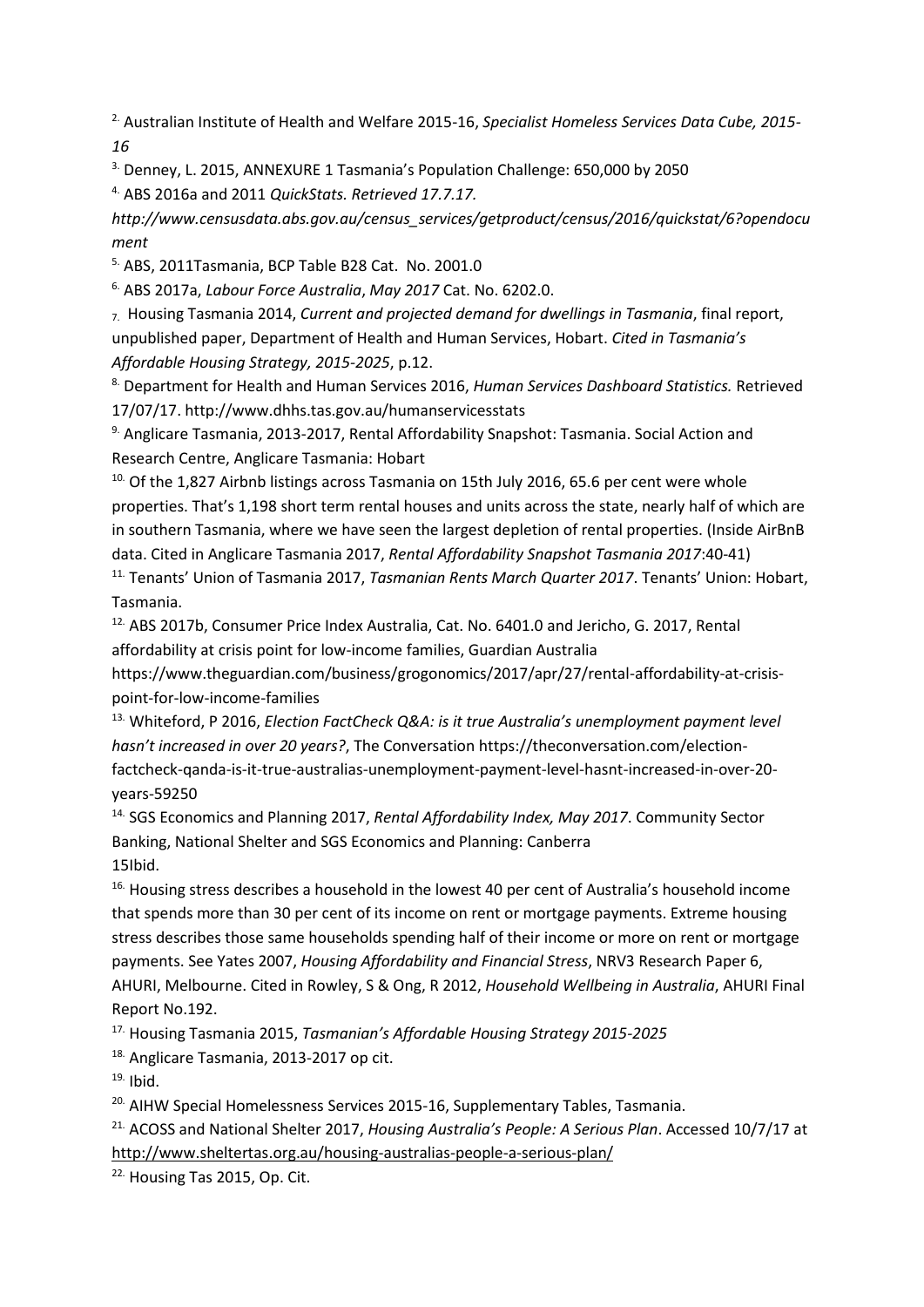[2.] Australian Institute of Health and Welfare 2015-16, *Specialist Homeless Services Data Cube, 2015-16*

[3.] Denney, L. 2015, ANNEXURE 1 Tasmania's Population Challenge: 650,000 by 2050

[4.] ABS 2016a and 2011 *QuickStats. Retrieved 17.7.17. http://www.censusdata.abs.gov.au/census_services/getproduct/census/2016/quickstat/6?opendocument*

[5.] ABS, 2011Tasmania, BCP Table B28 Cat. No. 2001.0

[6.] ABS 2017a, *Labour Force Australia*, *May 2017* Cat. No. 6202.0.

[7.] Housing Tasmania 2014, *Current and projected demand for dwellings in Tasmania*, final report, unpublished paper, Department of Health and Human Services, Hobart. *Cited in Tasmania's Affordable Housing Strategy, 2015-2025*, p.12.

[8.] Department for Health and Human Services 2016, *Human Services Dashboard Statistics.* Retrieved 17/07/17. http://www.dhhs.tas.gov.au/humanservicesstats

[9.] Anglicare Tasmania, 2013-2017, Rental Affordability Snapshot: Tasmania. Social Action and Research Centre, Anglicare Tasmania: Hobart

[10.] Of the 1,827 Airbnb listings across Tasmania on 15th July 2016, 65.6 per cent were whole properties. That's 1,198 short term rental houses and units across the state, nearly half of which are in southern Tasmania, where we have seen the largest depletion of rental properties. (Inside AirBnB data. Cited in Anglicare Tasmania 2017, *Rental Affordability Snapshot Tasmania 2017*:40-41)

[11.] Tenants' Union of Tasmania 2017, *Tasmanian Rents March Quarter 2017*. Tenants' Union: Hobart, Tasmania.

[12.] ABS 2017b, Consumer Price Index Australia, Cat. No. 6401.0 and Jericho, G. 2017, Rental affordability at crisis point for low-income families, Guardian Australia https://www.theguardian.com/business/grogonomics/2017/apr/27/rental-affordability-at-crisis-point-for-low-income-families

[13.] Whiteford, P 2016, *Election FactCheck Q&A: is it true Australia's unemployment payment level hasn't increased in over 20 years?*, The Conversation https://theconversation.com/election-factcheck-qanda-is-it-true-australias-unemployment-payment-level-hasnt-increased-in-over-20-years-59250

[14.] SGS Economics and Planning 2017, *Rental Affordability Index, May 2017*. Community Sector Banking, National Shelter and SGS Economics and Planning: Canberra

15Ibid.

[16.] Housing stress describes a household in the lowest 40 per cent of Australia's household income that spends more than 30 per cent of its income on rent or mortgage payments. Extreme housing stress describes those same households spending half of their income or more on rent or mortgage payments. See Yates 2007, *Housing Affordability and Financial Stress*, NRV3 Research Paper 6, AHURI, Melbourne. Cited in Rowley, S & Ong, R 2012, *Household Wellbeing in Australia*, AHURI Final Report No.192.

[17.] Housing Tasmania 2015, *Tasmanian's Affordable Housing Strategy 2015-2025*

[18.] Anglicare Tasmania, 2013-2017 op cit.

[19.] Ibid.

[20.] AIHW Special Homelessness Services 2015-16, Supplementary Tables, Tasmania.

[21.] ACOSS and National Shelter 2017, *Housing Australia's People: A Serious Plan*. Accessed 10/7/17 at http://www.sheltertas.org.au/housing-australias-people-a-serious-plan/

[22.] Housing Tas 2015, Op. Cit.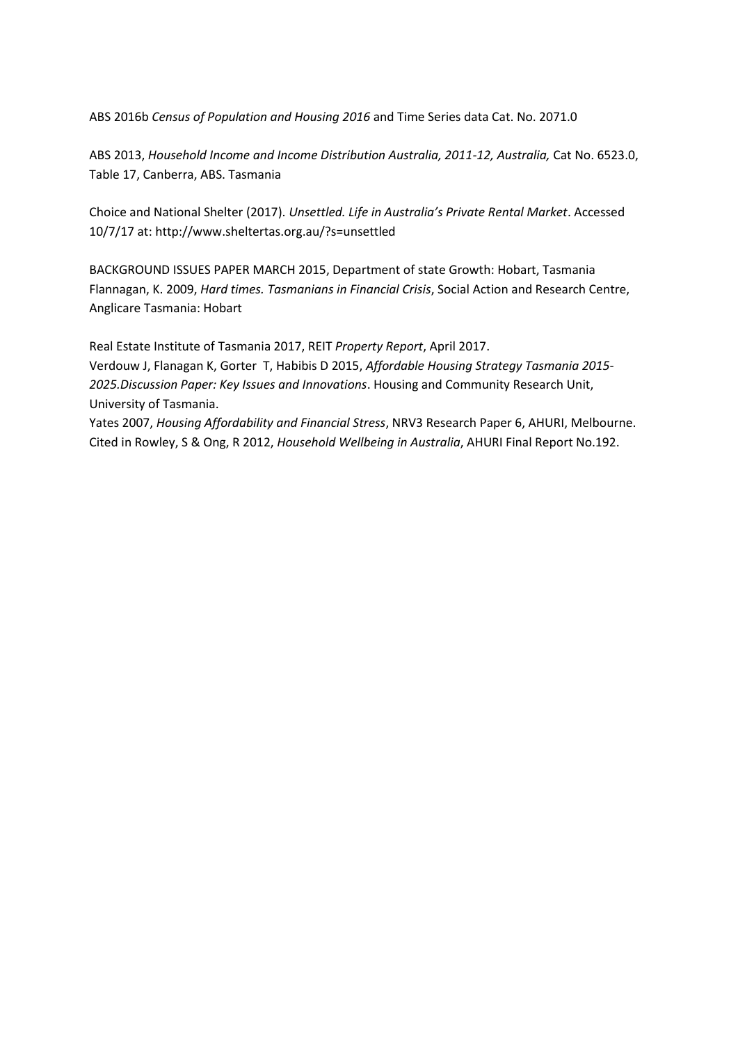ABS 2016b *Census of Population and Housing 2016* and Time Series data Cat. No. 2071.0

ABS 2013, *Household Income and Income Distribution Australia, 2011-12, Australia,* Cat No. 6523.0, Table 17, Canberra, ABS. Tasmania

Choice and National Shelter (2017). *Unsettled. Life in Australia's Private Rental Market*. Accessed 10/7/17 at: http://www.sheltertas.org.au/?s=unsettled

BACKGROUND ISSUES PAPER MARCH 2015, Department of state Growth: Hobart, Tasmania
Flannagan, K. 2009, *Hard times. Tasmanians in Financial Crisis*, Social Action and Research Centre, Anglicare Tasmania: Hobart

Real Estate Institute of Tasmania 2017, REIT *Property Report*, April 2017.
Verdouw J, Flanagan K, Gorter T, Habibis D 2015, *Affordable Housing Strategy Tasmania 2015-2025.Discussion Paper: Key Issues and Innovations*. Housing and Community Research Unit, University of Tasmania.
Yates 2007, *Housing Affordability and Financial Stress*, NRV3 Research Paper 6, AHURI, Melbourne. Cited in Rowley, S & Ong, R 2012, *Household Wellbeing in Australia*, AHURI Final Report No.192.